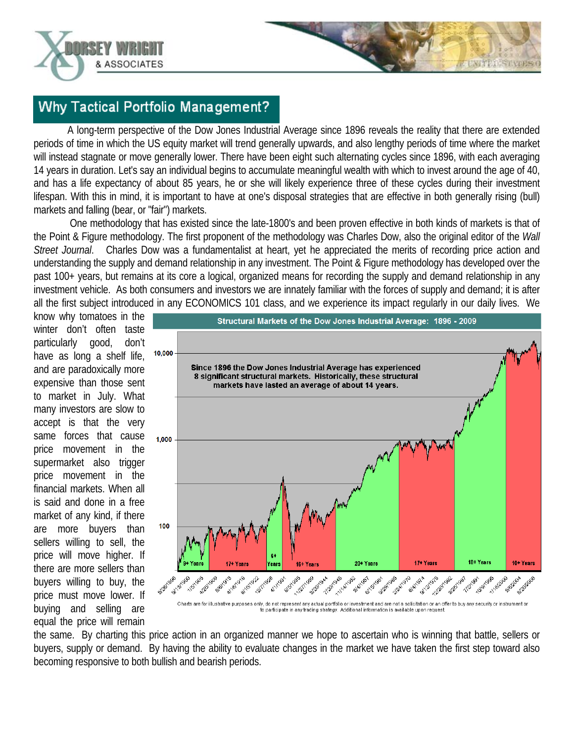# Why Tactical Portfolio Management?

A long-term perspective of the Dow Jones Industrial Average since 1896 reveals the reality that there are extended periods of time in which the US equity market will trend generally upwards, and also lengthy periods of time where the market will instead stagnate or move generally lower. There have been eight such alternating cycles since 1896, with each averaging 14 years in duration. Let's say an individual begins to accumulate meaningful wealth with which to invest around the age of 40, and has a life expectancy of about 85 years, he or she will likely experience three of these cycles during their investment lifespan. With this in mind, it is important to have at one's disposal strategies that are effective in both generally rising (bull) markets and falling (bear, or "fair") markets.

One methodology that has existed since the late-1800's and been proven effective in both kinds of markets is that of the Point & Figure methodology. The first proponent of the methodology was Charles Dow, also the original editor of the *Wall Street Journal*. Charles Dow was a fundamentalist at heart, yet he appreciated the merits of recording price action and understanding the supply and demand relationship in any investment. The Point & Figure methodology has developed over the past 100+ years, but remains at its core a logical, organized means for recording the supply and demand relationship in any investment vehicle. As both consumers and investors we are innately familiar with the forces of supply and demand; it is after all the first subject introduced in any ECONOMICS 101 class, and we experience its impact regularly in our daily lives. We know why tomatoes in the winter don't often taste particularly good, don't have as long a shelf life, and are paradoxically more expensive than those sent to market in July. What many investors are slow to accept is that the very same forces that cause price movement in the supermarket also trigger price movement in the financial markets. When all is said and done in a free market of any kind, if there are more buyers than sellers willing to sell, the price will move higher. If there are more sellers than buyers willing to buy, the price must move lower. If buying and selling are equal the price will remain the same. By charting this price action in an organized manner we hope to ascertain who is winning that battle, sellers or buyers, supply or demand. By having the ability to evaluate changes in the market we have taken the first step toward also becoming responsive to both bullish and bearish periods.

**Structural Markets of the Dow Jones Industrial Average: 1896 - 2009**

10,000
1,000
100

**Since 1896 the Dow Jones Industrial Average has experienced 8 significant structural markets. Historically, these structural markets have lasted an average of about 14 years.**

9+ Years
17+ Years
6+ Years
16+ Years
20+ Years
17+ Years
18+ Years
10+ Years

5/26/1896, 9/13/1900, 1/5/1905, 4/20/1909, 8/8/1913, 4/16/1918, 8/10/1922, 12/7/1926, 4/1/1931, 8/5/1935, 11/27/1939, 3/20/1944, 7/20/1948, 11/14/1952, 3/4/1957, 6/15/1961, 9/29/1965, 2/24/1970, 6/4/1974, 9/12/1978, 12/20/1982, 3/25/1987, 7/2/1991, 10/9/1995, 1/18/2000, 5/6/2004, 8/20/2008

Charts are for illustrative purposes only, do not represent any actual portfolio or investment and are not a solicitation or an offer to buy any security or instrument or to participate in any trading strategy. Additional information is available upon request.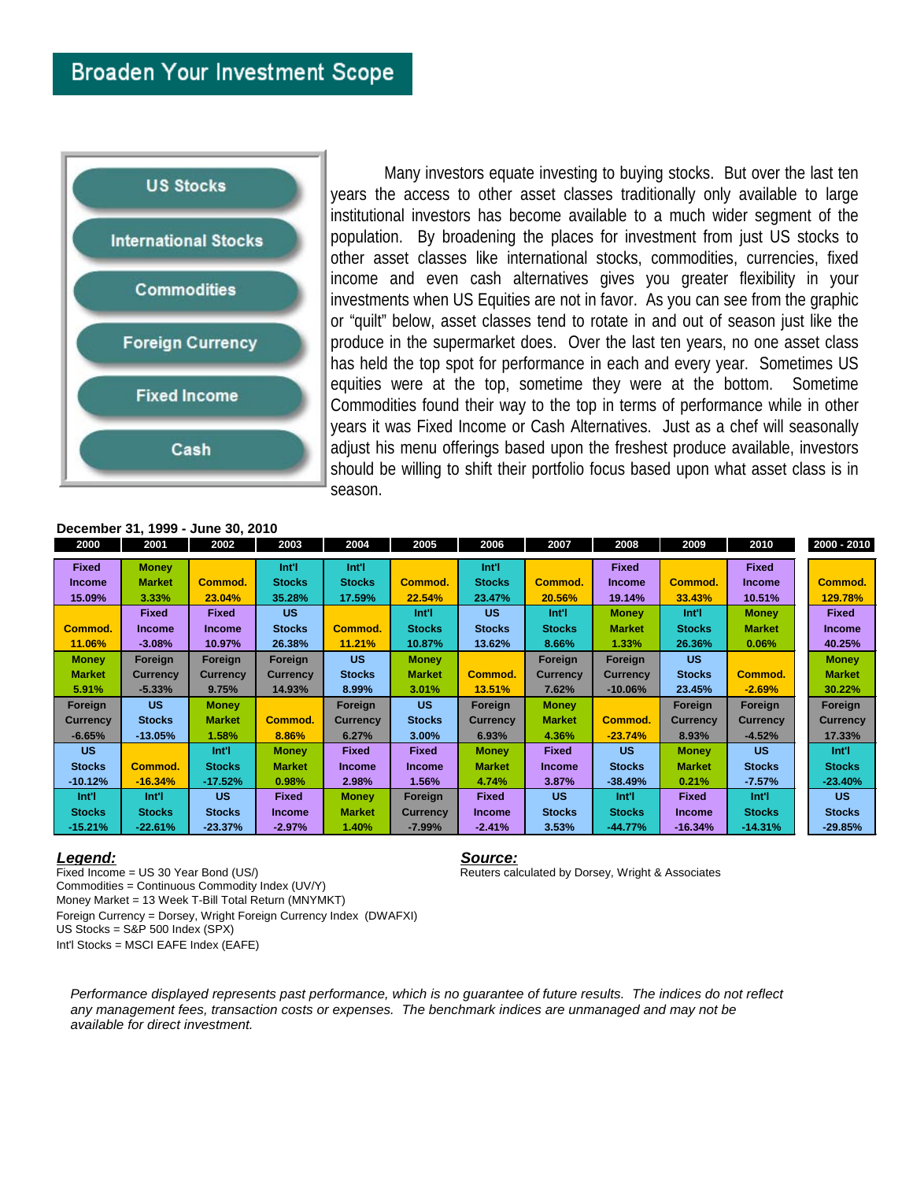# Broaden Your Investment Scope

US Stocks

International Stocks

Commodities

Foreign Currency

Fixed Income

Cash

Many investors equate investing to buying stocks. But over the last ten years the access to other asset classes traditionally only available to large institutional investors has become available to a much wider segment of the population. By broadening the places for investment from just US stocks to other asset classes like international stocks, commodities, currencies, fixed income and even cash alternatives gives you greater flexibility in your investments when US Equities are not in favor. As you can see from the graphic or "quilt" below, asset classes tend to rotate in and out of season just like the produce in the supermarket does. Over the last ten years, no one asset class has held the top spot for performance in each and every year. Sometimes US equities were at the top, sometime they were at the bottom. Sometime Commodities found their way to the top in terms of performance while in other years it was Fixed Income or Cash Alternatives. Just as a chef will seasonally adjust his menu offerings based upon the freshest produce available, investors should be willing to shift their portfolio focus based upon what asset class is in season.

**December 31, 1999 - June 30, 2010**

| 2000 | 2001 | 2002 | 2003 | 2004 | 2005 | 2006 | 2007 | 2008 | 2009 | 2010 | 2000 - 2010 |
|---|---|---|---|---|---|---|---|---|---|---|---|
| Fixed Income 15.09% | Money Market 3.33% | Commod. 23.04% | Int'l Stocks 35.28% | Int'l Stocks 17.59% | Commod. 22.54% | Int'l Stocks 23.47% | Commod. 20.56% | Fixed Income 19.14% | Commod. 33.43% | Fixed Income 10.51% | Commod. 129.78% |
| Commod. 11.06% | Fixed Income -3.08% | Fixed Income 10.97% | US Stocks 26.38% | Commod. 11.21% | Int'l Stocks 10.87% | US Stocks 13.62% | Int'l Stocks 8.66% | Money Market 1.33% | Int'l Stocks 26.36% | Money Market 0.06% | Fixed Income 40.25% |
| Money Market 5.91% | Foreign Currency -5.33% | Foreign Currency 9.75% | Foreign Currency 14.93% | US Stocks 8.99% | Money Market 3.01% | Commod. 13.51% | Foreign Currency 7.62% | Foreign Currency -10.06% | US Stocks 23.45% | Commod. -2.69% | Money Market 30.22% |
| Foreign Currency -6.65% | US Stocks -13.05% | Money Market 1.58% | Commod. 8.86% | Foreign Currency 6.27% | US Stocks 3.00% | Foreign Currency 6.93% | Money Market 4.36% | Commod. -23.74% | Foreign Currency 8.93% | Foreign Currency -4.52% | Foreign Currency 17.33% |
| US Stocks -10.12% | Commod. -16.34% | Int'l Stocks -17.52% | Money Market 0.98% | Fixed Income 2.98% | Fixed Income 1.56% | Money Market 4.74% | Fixed Income 3.87% | US Stocks -38.49% | Money Market 0.21% | US Stocks -7.57% | Int'l Stocks -23.40% |
| Int'l Stocks -15.21% | Int'l Stocks -22.61% | US Stocks -23.37% | Fixed Income -2.97% | Money Market 1.40% | Foreign Currency -7.99% | Fixed Income -2.41% | US Stocks 3.53% | Int'l Stocks -44.77% | Fixed Income -16.34% | Int'l Stocks -14.31% | US Stocks -29.85% |

***Legend:***
Fixed Income = US 30 Year Bond (US/)
Commodities = Continuous Commodity Index (UV/Y)
Money Market = 13 Week T-Bill Total Return (MNYMKT)
Foreign Currency = Dorsey, Wright Foreign Currency Index (DWAFXI)
US Stocks = S&P 500 Index (SPX)
Int'l Stocks = MSCI EAFE Index (EAFE)

***Source:***
Reuters calculated by Dorsey, Wright & Associates

*Performance displayed represents past performance, which is no guarantee of future results. The indices do not reflect any management fees, transaction costs or expenses. The benchmark indices are unmanaged and may not be available for direct investment.*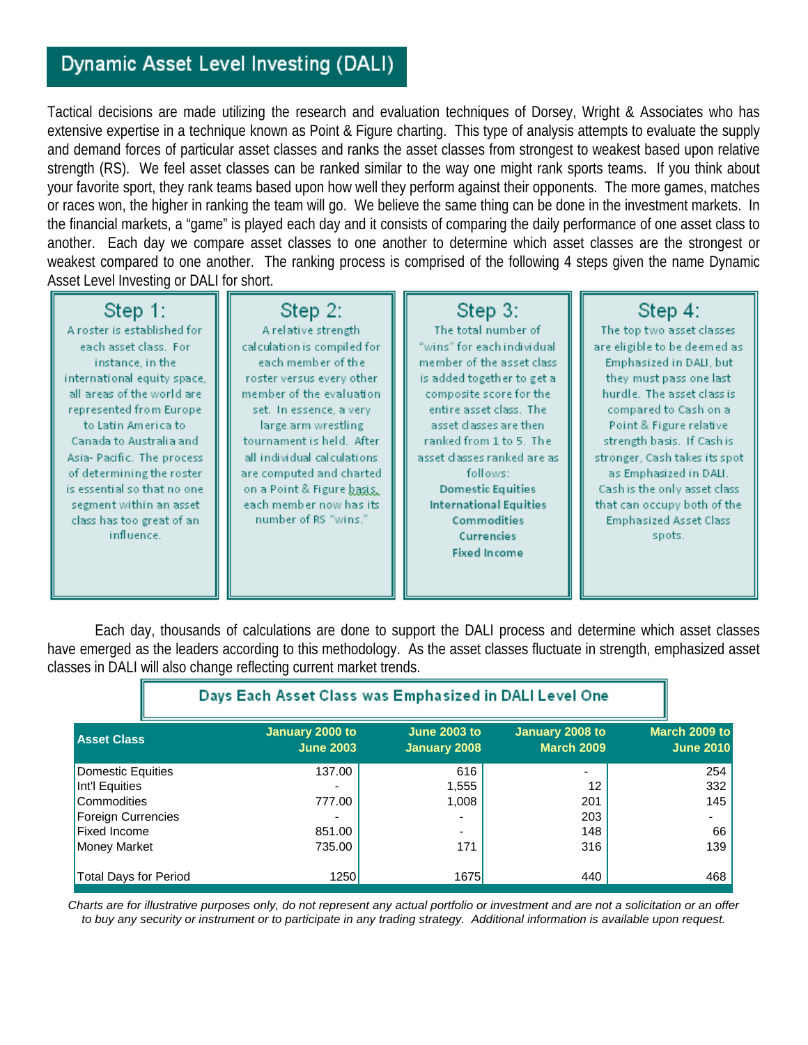# Dynamic Asset Level Investing (DALI)

Tactical decisions are made utilizing the research and evaluation techniques of Dorsey, Wright & Associates who has extensive expertise in a technique known as Point & Figure charting. This type of analysis attempts to evaluate the supply and demand forces of particular asset classes and ranks the asset classes from strongest to weakest based upon relative strength (RS). We feel asset classes can be ranked similar to the way one might rank sports teams. If you think about your favorite sport, they rank teams based upon how well they perform against their opponents. The more games, matches or races won, the higher in ranking the team will go. We believe the same thing can be done in the investment markets. In the financial markets, a "game" is played each day and it consists of comparing the daily performance of one asset class to another. Each day we compare asset classes to one another to determine which asset classes are the strongest or weakest compared to one another. The ranking process is comprised of the following 4 steps given the name Dynamic Asset Level Investing or DALI for short.

### Step 1:

A roster is established for each asset class. For instance, in the international equity space, all areas of the world are represented from Europe to Latin America to Canada to Australia and Asia- Pacific. The process of determining the roster is essential so that no one segment within an asset class has too great of an influence.

### Step 2:

A relative strength calculation is compiled for each member of the roster versus every other member of the evaluation set. In essence, a very large arm wrestling tournament is held. After all individual calculations are computed and charted on a Point & Figure basis, each member now has its number of RS "wins."

### Step 3:

The total number of "wins" for each individual member of the asset class is added together to get a composite score for the entire asset class. The asset classes are then ranked from 1 to 5. The asset classes ranked are as follows:

**Domestic Equities**
**International Equities**
**Commodities**
**Currencies**
**Fixed Income**

### Step 4:

The top two asset classes are eligible to be deemed as Emphasized in DALI, but they must pass one last hurdle. The asset class is compared to Cash on a Point & Figure relative strength basis. If Cash is stronger, Cash takes its spot as Emphasized in DALI. Cash is the only asset class that can occupy both of the Emphasized Asset Class spots.

Each day, thousands of calculations are done to support the DALI process and determine which asset classes have emerged as the leaders according to this methodology. As the asset classes fluctuate in strength, emphasized asset classes in DALI will also change reflecting current market trends.

**Days Each Asset Class was Emphasized in DALI Level One**

| Asset Class | January 2000 to June 2003 | June 2003 to January 2008 | January 2008 to March 2009 | March 2009 to June 2010 |
|---|---|---|---|---|
| Domestic Equities | 137.00 | 616 | - | 254 |
| Int'l Equities | - | 1,555 | 12 | 332 |
| Commodities | 777.00 | 1,008 | 201 | 145 |
| Foreign Currencies | - | - | 203 | - |
| Fixed Income | 851.00 | - | 148 | 66 |
| Money Market | 735.00 | 171 | 316 | 139 |
| Total Days for Period | 1250 | 1675 | 440 | 468 |

*Charts are for illustrative purposes only, do not represent any actual portfolio or investment and are not a solicitation or an offer to buy any security or instrument or to participate in any trading strategy. Additional information is available upon request.*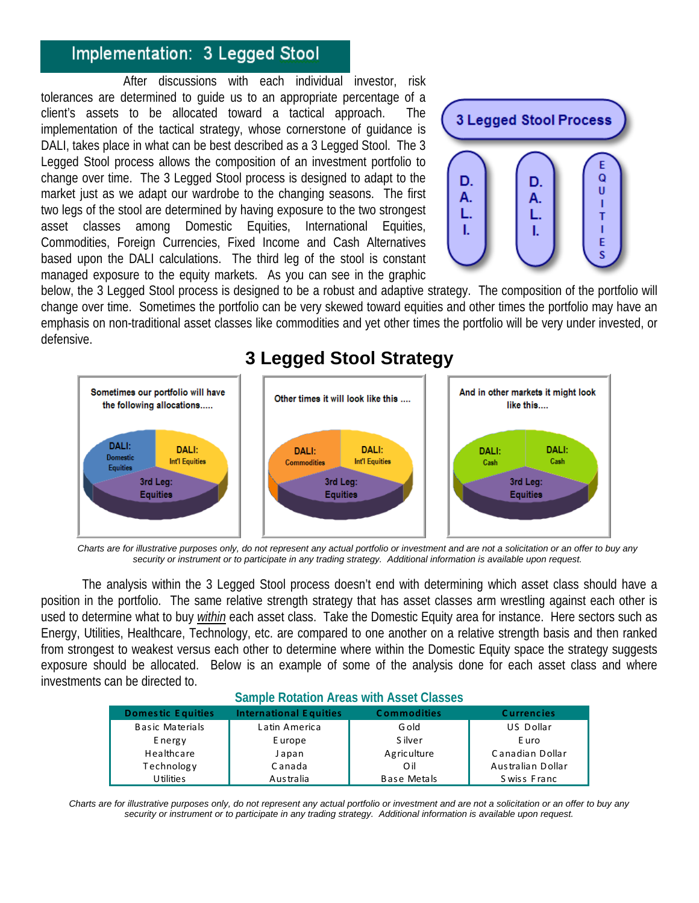## Implementation: 3 Legged Stool

After discussions with each individual investor, risk tolerances are determined to guide us to an appropriate percentage of a client's assets to be allocated toward a tactical approach. The implementation of the tactical strategy, whose cornerstone of guidance is DALI, takes place in what can be best described as a 3 Legged Stool. The 3 Legged Stool process allows the composition of an investment portfolio to change over time. The 3 Legged Stool process is designed to adapt to the market just as we adapt our wardrobe to the changing seasons. The first two legs of the stool are determined by having exposure to the two strongest asset classes among Domestic Equities, International Equities, Commodities, Foreign Currencies, Fixed Income and Cash Alternatives based upon the DALI calculations. The third leg of the stool is constant managed exposure to the equity markets. As you can see in the graphic below, the 3 Legged Stool process is designed to be a robust and adaptive strategy. The composition of the portfolio will change over time. Sometimes the portfolio can be very skewed toward equities and other times the portfolio may have an emphasis on non-traditional asset classes like commodities and yet other times the portfolio will be very under invested, or defensive.

3 Legged Stool Process

D. A. L. I.

D. A. L. I.

EQUITIES

## 3 Legged Stool Strategy

Sometimes our portfolio will have the following allocations.....

DALI: Domestic Equities

DALI: Int'l Equities

3rd Leg: Equities

Other times it will look like this ....

DALI: Commodities

DALI: Int'l Equities

3rd Leg: Equities

And in other markets it might look like this....

DALI: Cash

DALI: Cash

3rd Leg: Equities

*Charts are for illustrative purposes only, do not represent any actual portfolio or investment and are not a solicitation or an offer to buy any security or instrument or to participate in any trading strategy. Additional information is available upon request.*

The analysis within the 3 Legged Stool process doesn't end with determining which asset class should have a position in the portfolio. The same relative strength strategy that has asset classes arm wrestling against each other is used to determine what to buy *within* each asset class. Take the Domestic Equity area for instance. Here sectors such as Energy, Utilities, Healthcare, Technology, etc. are compared to one another on a relative strength basis and then ranked from strongest to weakest versus each other to determine where within the Domestic Equity space the strategy suggests exposure should be allocated. Below is an example of some of the analysis done for each asset class and where investments can be directed to.

**Sample Rotation Areas with Asset Classes**

| Domestic Equities | International Equities | Commodities | Currencies |
|---|---|---|---|
| Basic Materials | Latin America | Gold | US Dollar |
| Energy | Europe | Silver | Euro |
| Healthcare | Japan | Agriculture | Canadian Dollar |
| Technology | Canada | Oil | Australian Dollar |
| Utilities | Australia | Base Metals | Swiss Franc |

*Charts are for illustrative purposes only, do not represent any actual portfolio or investment and are not a solicitation or an offer to buy any security or instrument or to participate in any trading strategy. Additional information is available upon request.*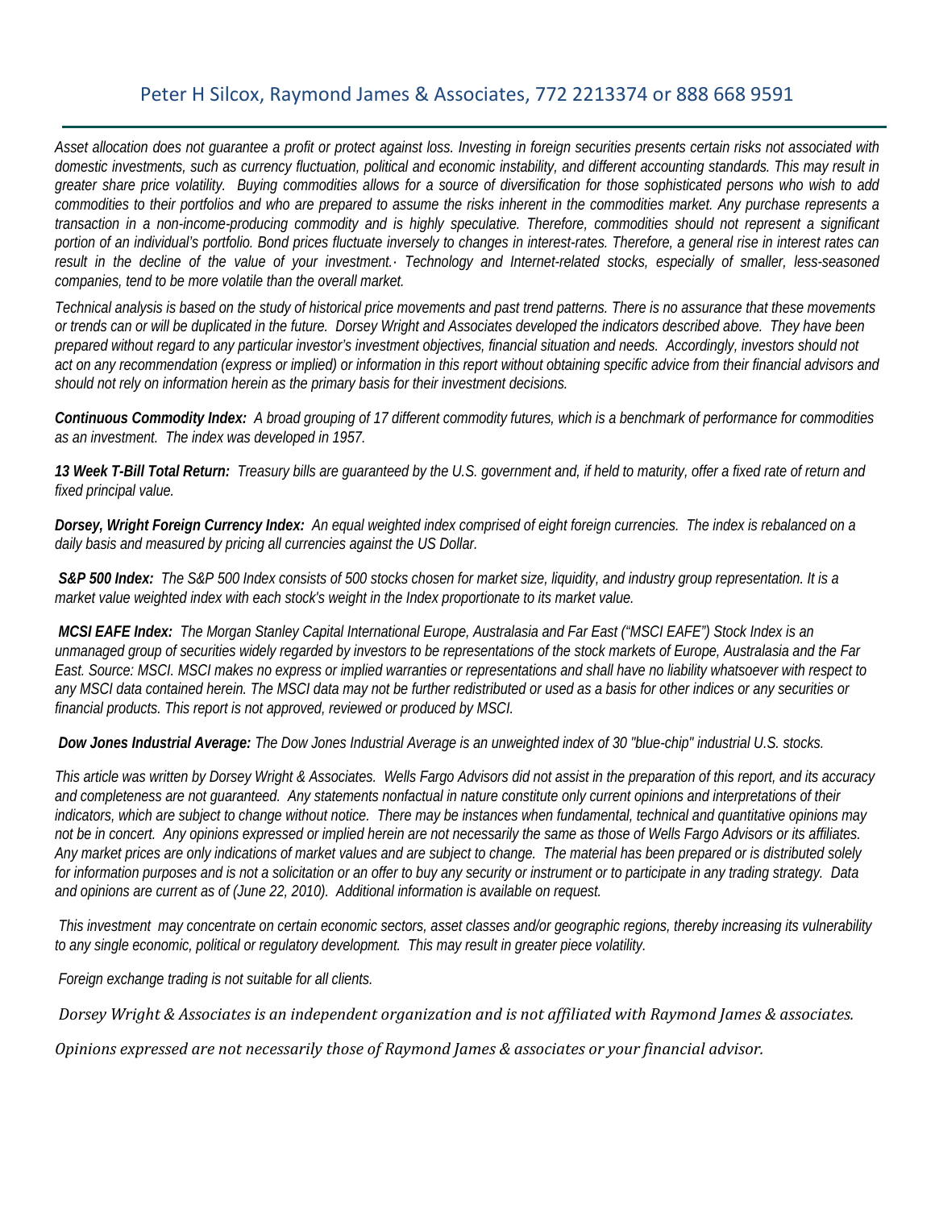Peter H Silcox, Raymond James & Associates, 772 2213374 or 888 668 9591

*Asset allocation does not guarantee a profit or protect against loss. Investing in foreign securities presents certain risks not associated with domestic investments, such as currency fluctuation, political and economic instability, and different accounting standards. This may result in greater share price volatility. Buying commodities allows for a source of diversification for those sophisticated persons who wish to add commodities to their portfolios and who are prepared to assume the risks inherent in the commodities market. Any purchase represents a transaction in a non-income-producing commodity and is highly speculative. Therefore, commodities should not represent a significant portion of an individual's portfolio. Bond prices fluctuate inversely to changes in interest-rates. Therefore, a general rise in interest rates can result in the decline of the value of your investment.· Technology and Internet-related stocks, especially of smaller, less-seasoned companies, tend to be more volatile than the overall market.*

*Technical analysis is based on the study of historical price movements and past trend patterns. There is no assurance that these movements or trends can or will be duplicated in the future. Dorsey Wright and Associates developed the indicators described above. They have been prepared without regard to any particular investor's investment objectives, financial situation and needs. Accordingly, investors should not act on any recommendation (express or implied) or information in this report without obtaining specific advice from their financial advisors and should not rely on information herein as the primary basis for their investment decisions.*

***Continuous Commodity Index:*** *A broad grouping of 17 different commodity futures, which is a benchmark of performance for commodities as an investment. The index was developed in 1957.*

***13 Week T-Bill Total Return:*** *Treasury bills are guaranteed by the U.S. government and, if held to maturity, offer a fixed rate of return and fixed principal value.*

***Dorsey, Wright Foreign Currency Index:*** *An equal weighted index comprised of eight foreign currencies. The index is rebalanced on a daily basis and measured by pricing all currencies against the US Dollar.*

***S&P 500 Index:*** *The S&P 500 Index consists of 500 stocks chosen for market size, liquidity, and industry group representation. It is a market value weighted index with each stock's weight in the Index proportionate to its market value.*

***MCSI EAFE Index:*** *The Morgan Stanley Capital International Europe, Australasia and Far East ("MSCI EAFE") Stock Index is an unmanaged group of securities widely regarded by investors to be representations of the stock markets of Europe, Australasia and the Far East. Source: MSCI. MSCI makes no express or implied warranties or representations and shall have no liability whatsoever with respect to any MSCI data contained herein. The MSCI data may not be further redistributed or used as a basis for other indices or any securities or financial products. This report is not approved, reviewed or produced by MSCI.*

***Dow Jones Industrial Average:*** *The Dow Jones Industrial Average is an unweighted index of 30 "blue-chip" industrial U.S. stocks.*

*This article was written by Dorsey Wright & Associates. Wells Fargo Advisors did not assist in the preparation of this report, and its accuracy and completeness are not guaranteed. Any statements nonfactual in nature constitute only current opinions and interpretations of their indicators, which are subject to change without notice. There may be instances when fundamental, technical and quantitative opinions may not be in concert. Any opinions expressed or implied herein are not necessarily the same as those of Wells Fargo Advisors or its affiliates. Any market prices are only indications of market values and are subject to change. The material has been prepared or is distributed solely for information purposes and is not a solicitation or an offer to buy any security or instrument or to participate in any trading strategy. Data and opinions are current as of (June 22, 2010). Additional information is available on request.*

*This investment may concentrate on certain economic sectors, asset classes and/or geographic regions, thereby increasing its vulnerability to any single economic, political or regulatory development. This may result in greater piece volatility.*

*Foreign exchange trading is not suitable for all clients.*

*Dorsey Wright & Associates is an independent organization and is not affiliated with Raymond James & associates.*

*Opinions expressed are not necessarily those of Raymond James & associates or your financial advisor.*